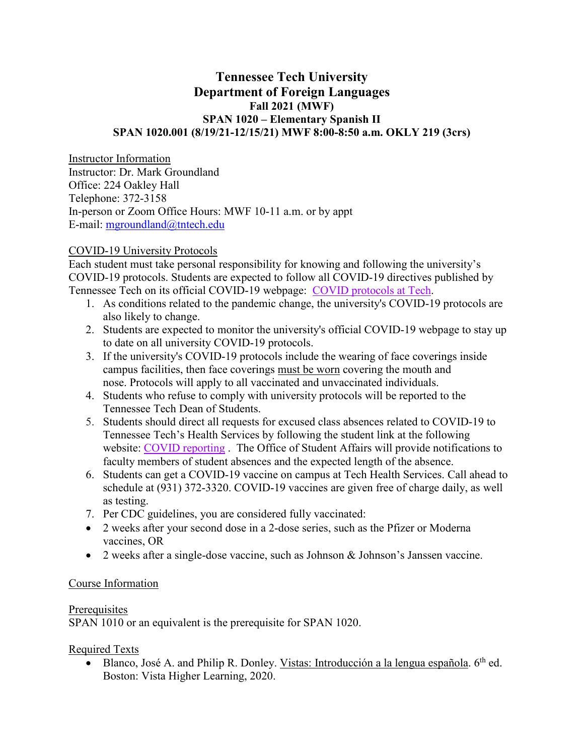# Tennessee Tech University
# Department of Foreign Languages
### Fall 2021 (MWF)
### SPAN 1020 – Elementary Spanish II
### SPAN 1020.001 (8/19/21-12/15/21) MWF 8:00-8:50 a.m. OKLY 219 (3crs)

Instructor Information
Instructor: Dr. Mark Groundland
Office: 224 Oakley Hall
Telephone: 372-3158
In-person or Zoom Office Hours: MWF 10-11 a.m. or by appt
E-mail: mgroundland@tntech.edu

COVID-19 University Protocols
Each student must take personal responsibility for knowing and following the university's COVID-19 protocols. Students are expected to follow all COVID-19 directives published by Tennessee Tech on its official COVID-19 webpage: COVID protocols at Tech.

1. As conditions related to the pandemic change, the university's COVID-19 protocols are also likely to change.
2. Students are expected to monitor the university's official COVID-19 webpage to stay up to date on all university COVID-19 protocols.
3. If the university's COVID-19 protocols include the wearing of face coverings inside campus facilities, then face coverings must be worn covering the mouth and nose. Protocols will apply to all vaccinated and unvaccinated individuals.
4. Students who refuse to comply with university protocols will be reported to the Tennessee Tech Dean of Students.
5. Students should direct all requests for excused class absences related to COVID-19 to Tennessee Tech's Health Services by following the student link at the following website: COVID reporting . The Office of Student Affairs will provide notifications to faculty members of student absences and the expected length of the absence.
6. Students can get a COVID-19 vaccine on campus at Tech Health Services. Call ahead to schedule at (931) 372-3320. COVID-19 vaccines are given free of charge daily, as well as testing.
7. Per CDC guidelines, you are considered fully vaccinated:

- 2 weeks after your second dose in a 2-dose series, such as the Pfizer or Moderna vaccines, OR
- 2 weeks after a single-dose vaccine, such as Johnson & Johnson's Janssen vaccine.

Course Information

Prerequisites
SPAN 1010 or an equivalent is the prerequisite for SPAN 1020.

Required Texts

- Blanco, José A. and Philip R. Donley. Vistas: Introducción a la lengua española. 6th ed. Boston: Vista Higher Learning, 2020.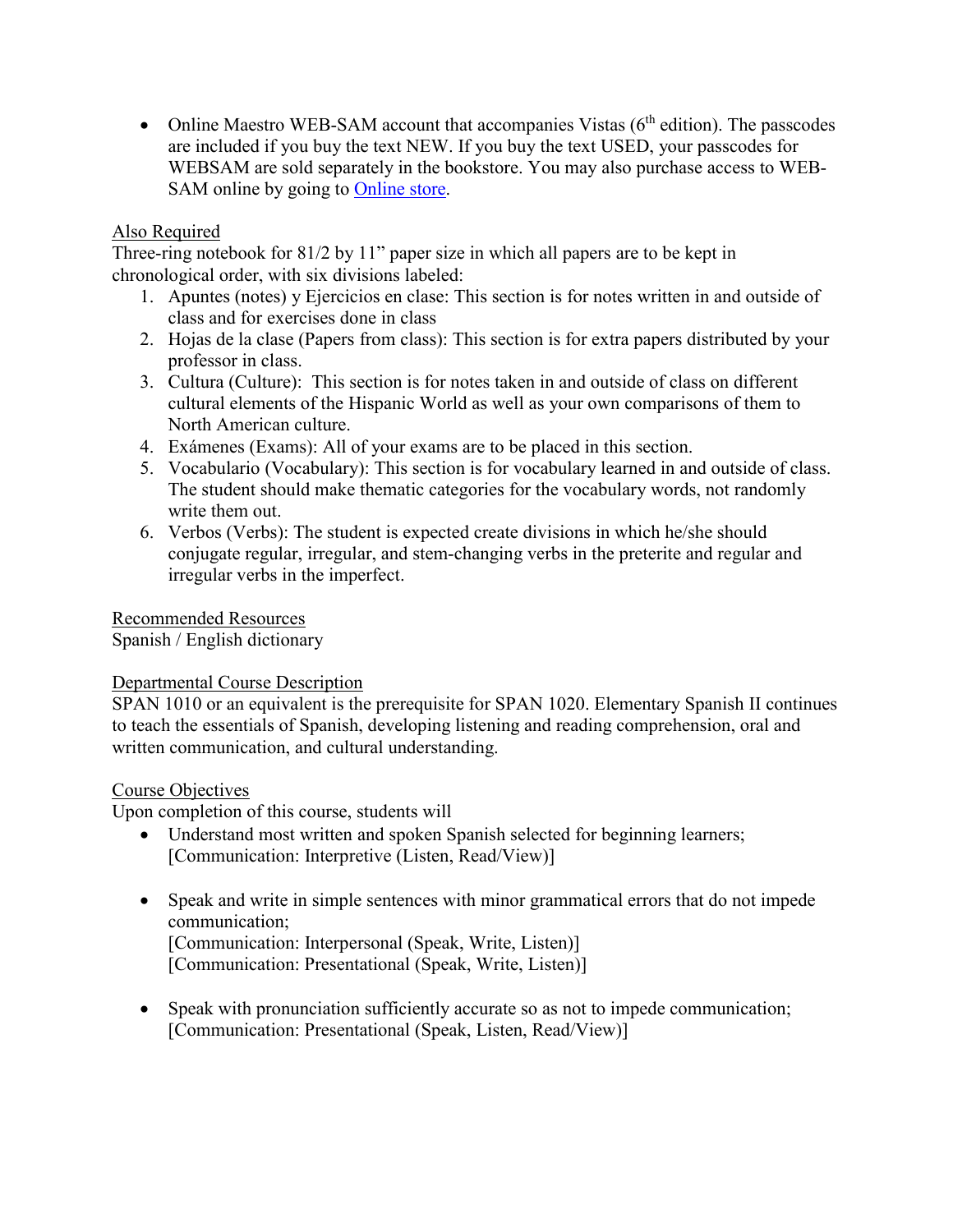- Online Maestro WEB-SAM account that accompanies Vistas (6th edition). The passcodes are included if you buy the text NEW. If you buy the text USED, your passcodes for WEBSAM are sold separately in the bookstore. You may also purchase access to WEB-SAM online by going to [Online store](#).

<u>Also Required</u>

Three-ring notebook for 81/2 by 11" paper size in which all papers are to be kept in chronological order, with six divisions labeled:

1. Apuntes (notes) y Ejercicios en clase: This section is for notes written in and outside of class and for exercises done in class
2. Hojas de la clase (Papers from class): This section is for extra papers distributed by your professor in class.
3. Cultura (Culture): This section is for notes taken in and outside of class on different cultural elements of the Hispanic World as well as your own comparisons of them to North American culture.
4. Exámenes (Exams): All of your exams are to be placed in this section.
5. Vocabulario (Vocabulary): This section is for vocabulary learned in and outside of class. The student should make thematic categories for the vocabulary words, not randomly write them out.
6. Verbos (Verbs): The student is expected create divisions in which he/she should conjugate regular, irregular, and stem-changing verbs in the preterite and regular and irregular verbs in the imperfect.

<u>Recommended Resources</u>

Spanish / English dictionary

<u>Departmental Course Description</u>

SPAN 1010 or an equivalent is the prerequisite for SPAN 1020. Elementary Spanish II continues to teach the essentials of Spanish, developing listening and reading comprehension, oral and written communication, and cultural understanding.

<u>Course Objectives</u>

Upon completion of this course, students will

- Understand most written and spoken Spanish selected for beginning learners;
  [Communication: Interpretive (Listen, Read/View)]

- Speak and write in simple sentences with minor grammatical errors that do not impede communication;
  [Communication: Interpersonal (Speak, Write, Listen)]
  [Communication: Presentational (Speak, Write, Listen)]

- Speak with pronunciation sufficiently accurate so as not to impede communication;
  [Communication: Presentational (Speak, Listen, Read/View)]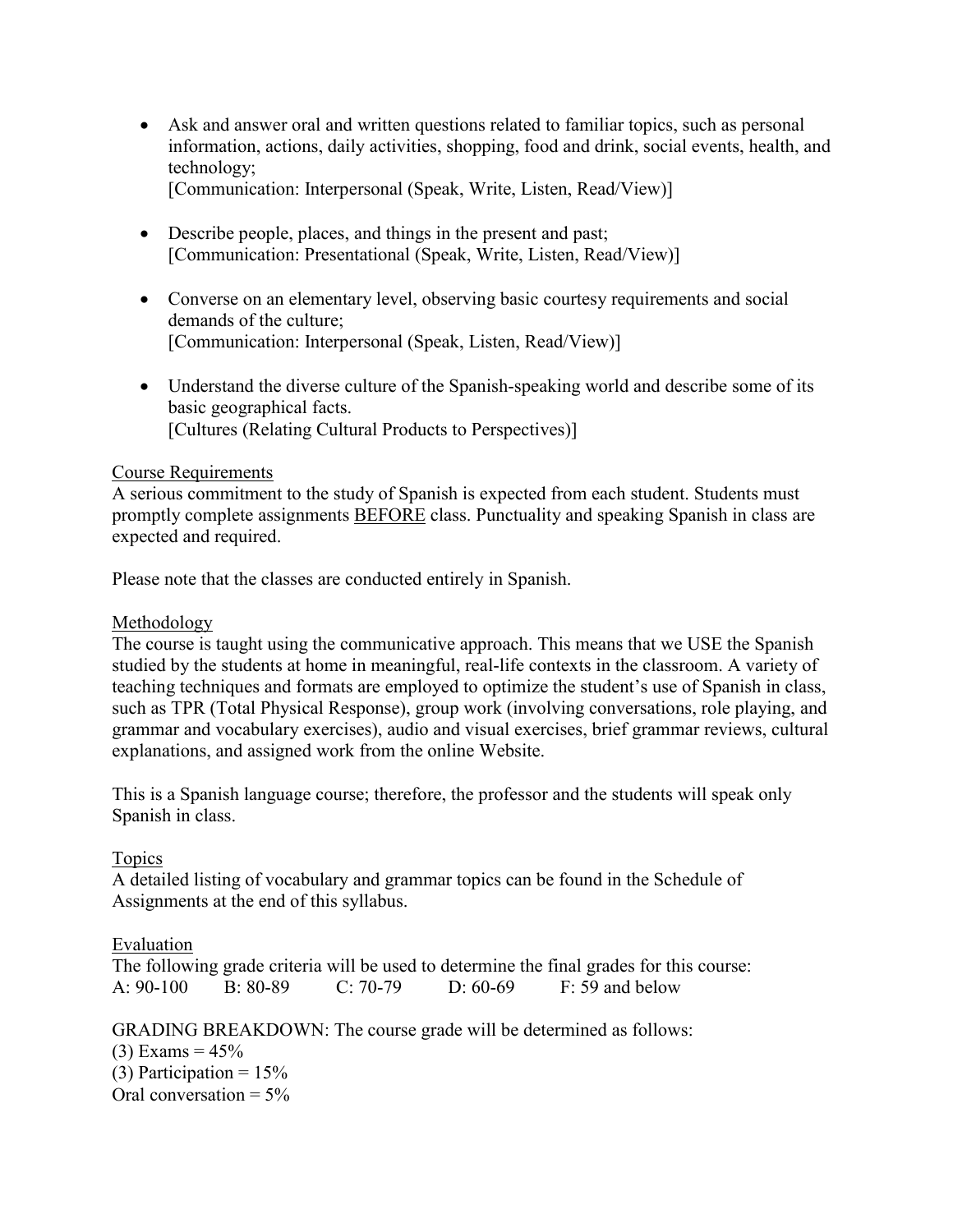- Ask and answer oral and written questions related to familiar topics, such as personal information, actions, daily activities, shopping, food and drink, social events, health, and technology;
  [Communication: Interpersonal (Speak, Write, Listen, Read/View)]

- Describe people, places, and things in the present and past;
  [Communication: Presentational (Speak, Write, Listen, Read/View)]

- Converse on an elementary level, observing basic courtesy requirements and social demands of the culture;
  [Communication: Interpersonal (Speak, Listen, Read/View)]

- Understand the diverse culture of the Spanish-speaking world and describe some of its basic geographical facts.
  [Cultures (Relating Cultural Products to Perspectives)]

<u>Course Requirements</u>

A serious commitment to the study of Spanish is expected from each student. Students must promptly complete assignments <u>BEFORE</u> class. Punctuality and speaking Spanish in class are expected and required.

Please note that the classes are conducted entirely in Spanish.

<u>Methodology</u>

The course is taught using the communicative approach. This means that we USE the Spanish studied by the students at home in meaningful, real-life contexts in the classroom. A variety of teaching techniques and formats are employed to optimize the student's use of Spanish in class, such as TPR (Total Physical Response), group work (involving conversations, role playing, and grammar and vocabulary exercises), audio and visual exercises, brief grammar reviews, cultural explanations, and assigned work from the online Website.

This is a Spanish language course; therefore, the professor and the students will speak only Spanish in class.

<u>Topics</u>

A detailed listing of vocabulary and grammar topics can be found in the Schedule of Assignments at the end of this syllabus.

<u>Evaluation</u>

The following grade criteria will be used to determine the final grades for this course:

A: 90-100 B: 80-89 C: 70-79 D: 60-69 F: 59 and below

GRADING BREAKDOWN: The course grade will be determined as follows:

(3) Exams = 45%
(3) Participation = 15%
Oral conversation = 5%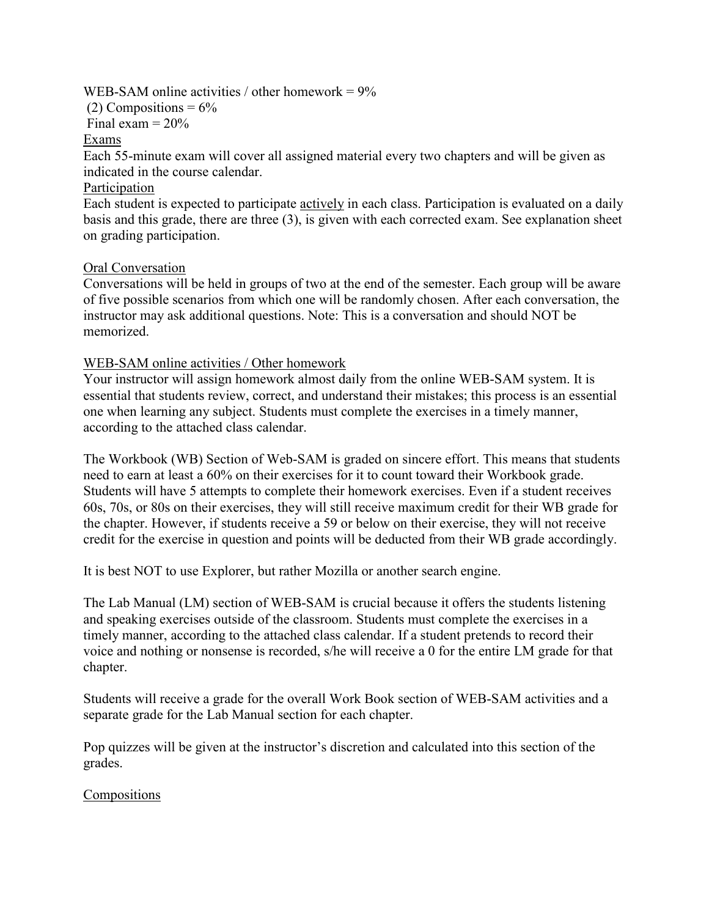WEB-SAM online activities / other homework = 9%

(2) Compositions = 6%

Final exam = 20%

<u>Exams</u>

Each 55-minute exam will cover all assigned material every two chapters and will be given as indicated in the course calendar.

<u>Participation</u>

Each student is expected to participate <u>actively</u> in each class. Participation is evaluated on a daily basis and this grade, there are three (3), is given with each corrected exam. See explanation sheet on grading participation.

<u>Oral Conversation</u>

Conversations will be held in groups of two at the end of the semester. Each group will be aware of five possible scenarios from which one will be randomly chosen. After each conversation, the instructor may ask additional questions. Note: This is a conversation and should NOT be memorized.

<u>WEB-SAM online activities / Other homework</u>

Your instructor will assign homework almost daily from the online WEB-SAM system. It is essential that students review, correct, and understand their mistakes; this process is an essential one when learning any subject. Students must complete the exercises in a timely manner, according to the attached class calendar.

The Workbook (WB) Section of Web-SAM is graded on sincere effort. This means that students need to earn at least a 60% on their exercises for it to count toward their Workbook grade. Students will have 5 attempts to complete their homework exercises. Even if a student receives 60s, 70s, or 80s on their exercises, they will still receive maximum credit for their WB grade for the chapter. However, if students receive a 59 or below on their exercise, they will not receive credit for the exercise in question and points will be deducted from their WB grade accordingly.

It is best NOT to use Explorer, but rather Mozilla or another search engine.

The Lab Manual (LM) section of WEB-SAM is crucial because it offers the students listening and speaking exercises outside of the classroom. Students must complete the exercises in a timely manner, according to the attached class calendar. If a student pretends to record their voice and nothing or nonsense is recorded, s/he will receive a 0 for the entire LM grade for that chapter.

Students will receive a grade for the overall Work Book section of WEB-SAM activities and a separate grade for the Lab Manual section for each chapter.

Pop quizzes will be given at the instructor's discretion and calculated into this section of the grades.

<u>Compositions</u>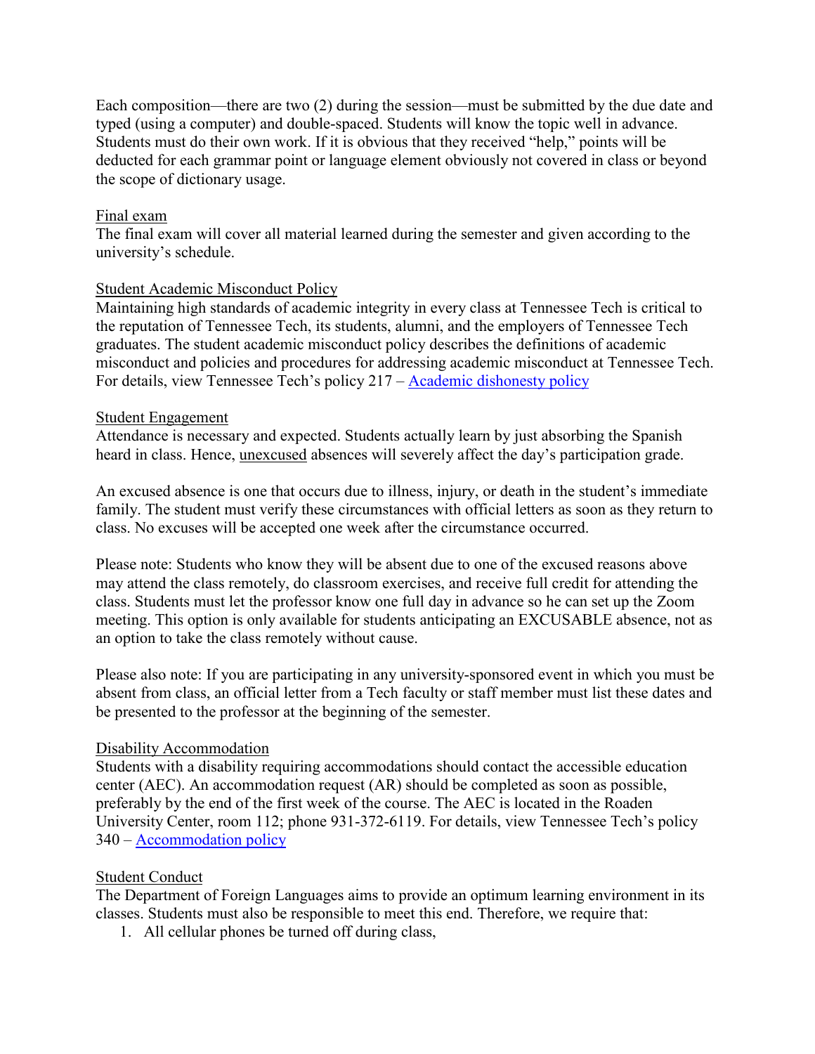Each composition—there are two (2) during the session—must be submitted by the due date and typed (using a computer) and double-spaced. Students will know the topic well in advance. Students must do their own work. If it is obvious that they received "help," points will be deducted for each grammar point or language element obviously not covered in class or beyond the scope of dictionary usage.

## Final exam

The final exam will cover all material learned during the semester and given according to the university's schedule.

## Student Academic Misconduct Policy

Maintaining high standards of academic integrity in every class at Tennessee Tech is critical to the reputation of Tennessee Tech, its students, alumni, and the employers of Tennessee Tech graduates. The student academic misconduct policy describes the definitions of academic misconduct and policies and procedures for addressing academic misconduct at Tennessee Tech. For details, view Tennessee Tech's policy 217 – Academic dishonesty policy

## Student Engagement

Attendance is necessary and expected. Students actually learn by just absorbing the Spanish heard in class. Hence, unexcused absences will severely affect the day's participation grade.

An excused absence is one that occurs due to illness, injury, or death in the student's immediate family. The student must verify these circumstances with official letters as soon as they return to class. No excuses will be accepted one week after the circumstance occurred.

Please note: Students who know they will be absent due to one of the excused reasons above may attend the class remotely, do classroom exercises, and receive full credit for attending the class. Students must let the professor know one full day in advance so he can set up the Zoom meeting. This option is only available for students anticipating an EXCUSABLE absence, not as an option to take the class remotely without cause.

Please also note: If you are participating in any university-sponsored event in which you must be absent from class, an official letter from a Tech faculty or staff member must list these dates and be presented to the professor at the beginning of the semester.

## Disability Accommodation

Students with a disability requiring accommodations should contact the accessible education center (AEC). An accommodation request (AR) should be completed as soon as possible, preferably by the end of the first week of the course. The AEC is located in the Roaden University Center, room 112; phone 931-372-6119. For details, view Tennessee Tech's policy 340 – Accommodation policy

## Student Conduct

The Department of Foreign Languages aims to provide an optimum learning environment in its classes. Students must also be responsible to meet this end. Therefore, we require that:

1. All cellular phones be turned off during class,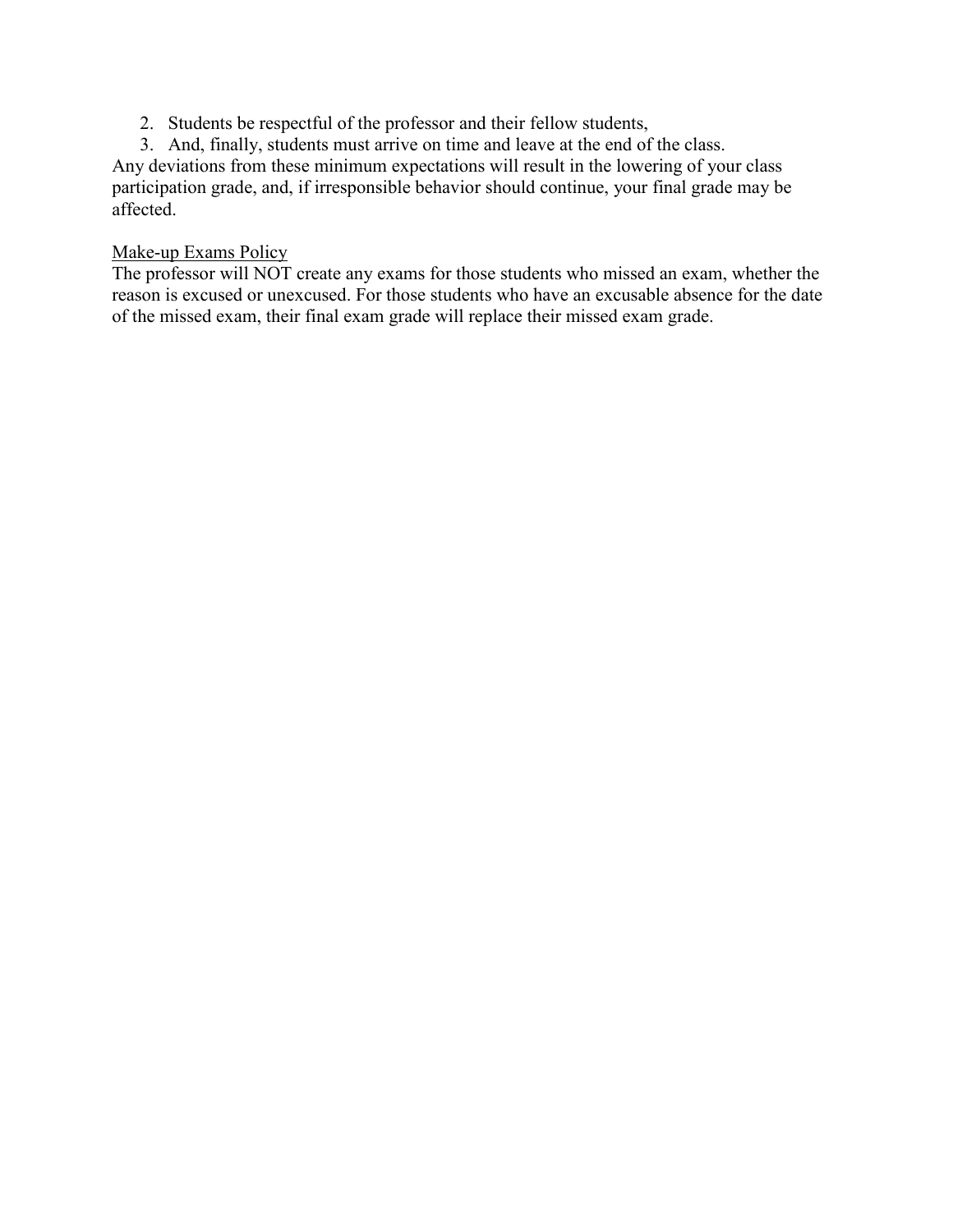2. Students be respectful of the professor and their fellow students,
3. And, finally, students must arrive on time and leave at the end of the class.

Any deviations from these minimum expectations will result in the lowering of your class participation grade, and, if irresponsible behavior should continue, your final grade may be affected.

<u>Make-up Exams Policy</u>

The professor will NOT create any exams for those students who missed an exam, whether the reason is excused or unexcused. For those students who have an excusable absence for the date of the missed exam, their final exam grade will replace their missed exam grade.